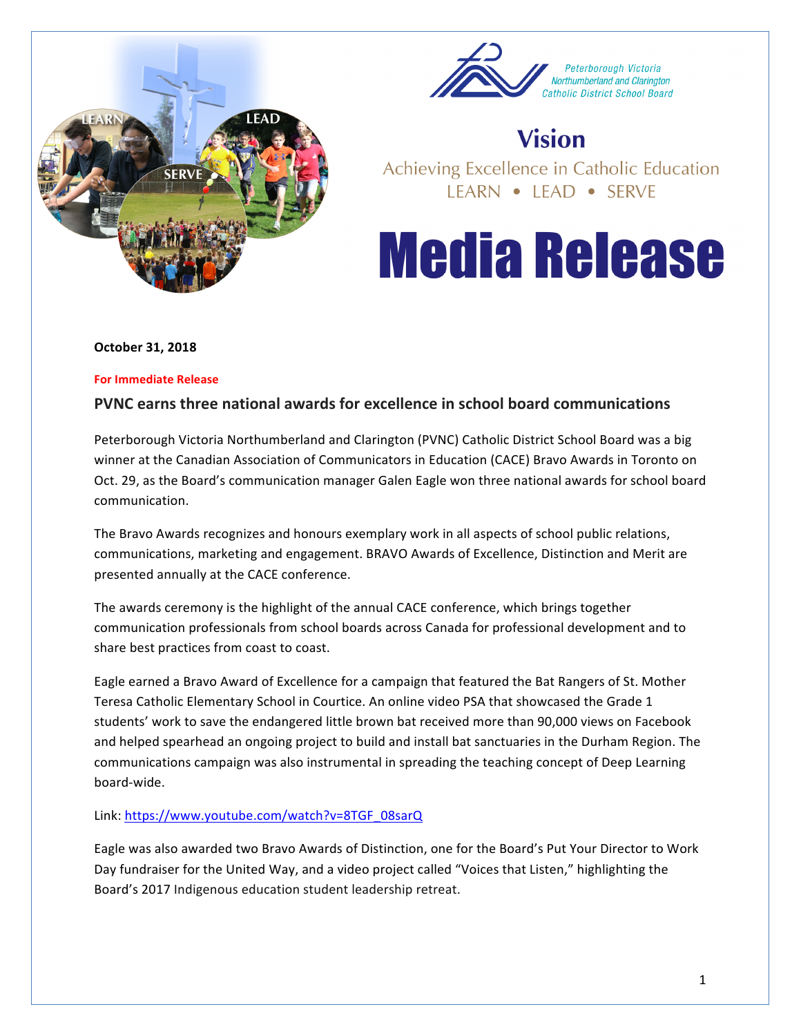Peterborough Victoria Northumberland and Clarington Catholic District School Board

# Vision

Achieving Excellence in Catholic Education

LEARN • LEAD • SERVE

# Media Release

**October 31, 2018**

**For Immediate Release**

## PVNC earns three national awards for excellence in school board communications

Peterborough Victoria Northumberland and Clarington (PVNC) Catholic District School Board was a big winner at the Canadian Association of Communicators in Education (CACE) Bravo Awards in Toronto on Oct. 29, as the Board's communication manager Galen Eagle won three national awards for school board communication.

The Bravo Awards recognizes and honours exemplary work in all aspects of school public relations, communications, marketing and engagement. BRAVO Awards of Excellence, Distinction and Merit are presented annually at the CACE conference.

The awards ceremony is the highlight of the annual CACE conference, which brings together communication professionals from school boards across Canada for professional development and to share best practices from coast to coast.

Eagle earned a Bravo Award of Excellence for a campaign that featured the Bat Rangers of St. Mother Teresa Catholic Elementary School in Courtice. An online video PSA that showcased the Grade 1 students' work to save the endangered little brown bat received more than 90,000 views on Facebook and helped spearhead an ongoing project to build and install bat sanctuaries in the Durham Region. The communications campaign was also instrumental in spreading the teaching concept of Deep Learning board-wide.

Link: https://www.youtube.com/watch?v=8TGF_08sarQ

Eagle was also awarded two Bravo Awards of Distinction, one for the Board's Put Your Director to Work Day fundraiser for the United Way, and a video project called "Voices that Listen," highlighting the Board's 2017 Indigenous education student leadership retreat.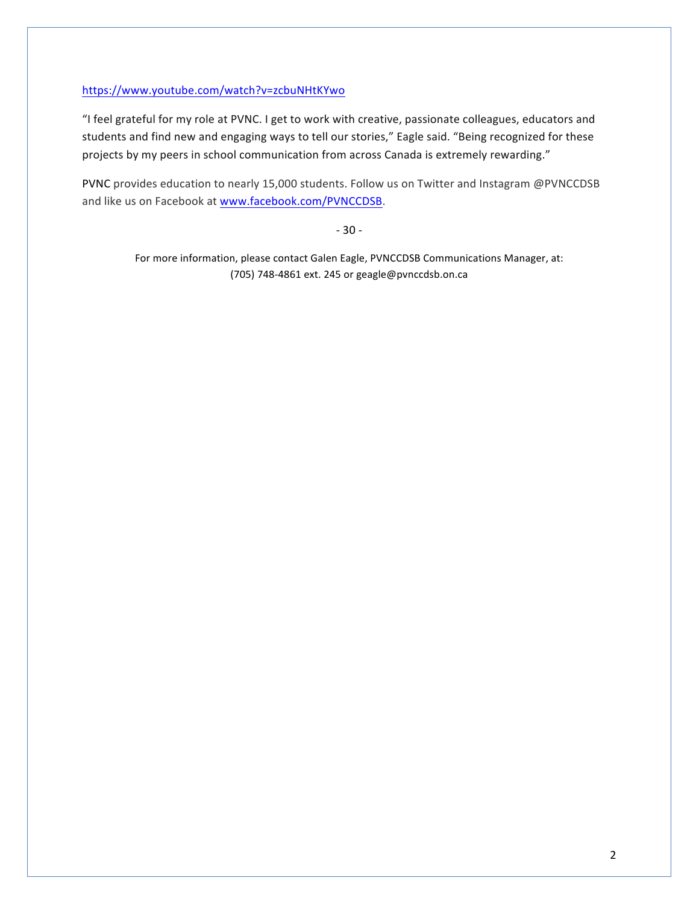https://www.youtube.com/watch?v=zcbuNHtKYwo

"I feel grateful for my role at PVNC. I get to work with creative, passionate colleagues, educators and students and find new and engaging ways to tell our stories," Eagle said. "Being recognized for these projects by my peers in school communication from across Canada is extremely rewarding."

PVNC provides education to nearly 15,000 students. Follow us on Twitter and Instagram @PVNCCDSB and like us on Facebook at www.facebook.com/PVNCCDSB.

- 30 -

For more information, please contact Galen Eagle, PVNCCDSB Communications Manager, at: (705) 748-4861 ext. 245 or geagle@pvnccdsb.on.ca